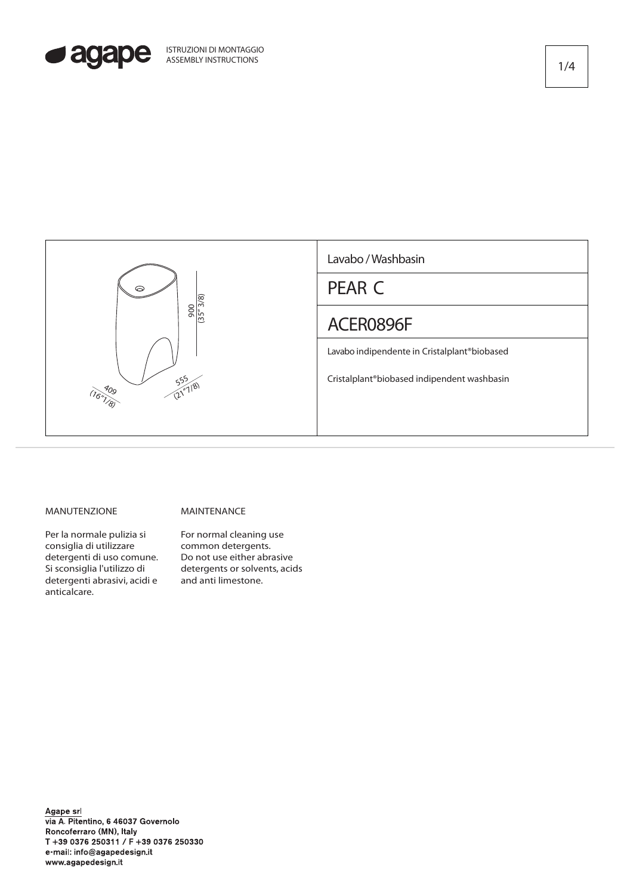ISTRUZIONI DI MONTAGGIO
ASSEMBLY INSTRUCTIONS

900 (35" 3/8)

555 (21" 7/8)

409 (16" 1/8)

Lavabo / Washbasin

# PEAR C

## ACER0896F

Lavabo indipendente in Cristalplant®biobased

Cristalplant®biobased indipendent washbasin

### MANUTENZIONE

Per la normale pulizia si consiglia di utilizzare detergenti di uso comune. Si sconsiglia l'utilizzo di detergenti abrasivi, acidi e anticalcare.

### MAINTENANCE

For normal cleaning use common detergents. Do not use either abrasive detergents or solvents, acids and anti limestone.

Agape srl
via A. Pitentino, 6 46037 Governolo
Roncoferraro (MN), Italy
T +39 0376 250311 / F +39 0376 250330
e-mail: info@agapedesign.it
www.agapedesign.it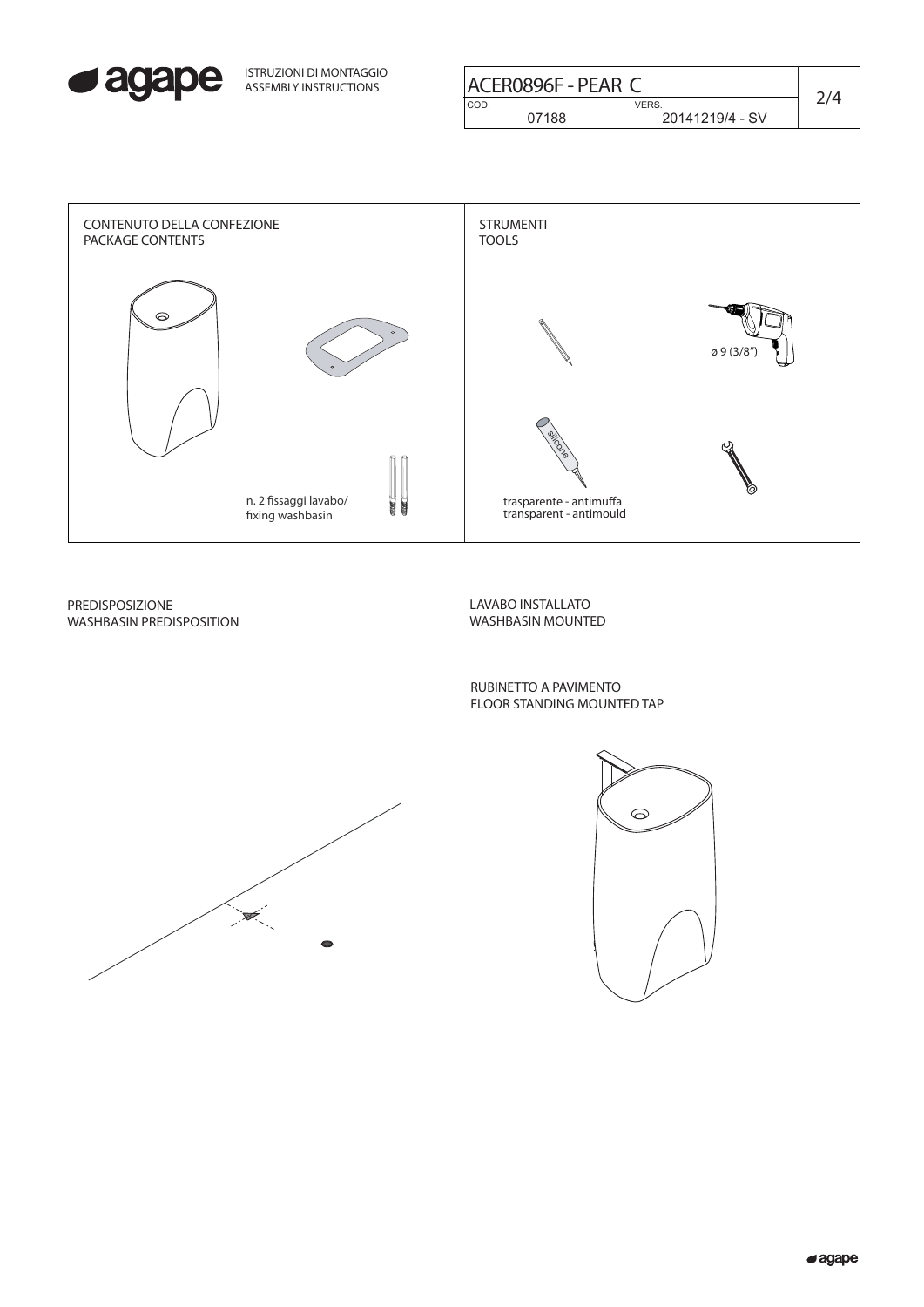| ACER0896F - PEAR C | |
|---|---|
| COD. 07188 | VERS. 20141219/4 - SV |

## CONTENUTO DELLA CONFEZIONE
## PACKAGE CONTENTS

n. 2 fissaggi lavabo/
fixing washbasin

## STRUMENTI
## TOOLS

ø 9 (3/8")

silicone

trasparente - antimuffa
transparent - antimould

## PREDISPOSIZIONE
## WASHBASIN PREDISPOSITION

## LAVABO INSTALLATO
## WASHBASIN MOUNTED

RUBINETTO A PAVIMENTO
FLOOR STANDING MOUNTED TAP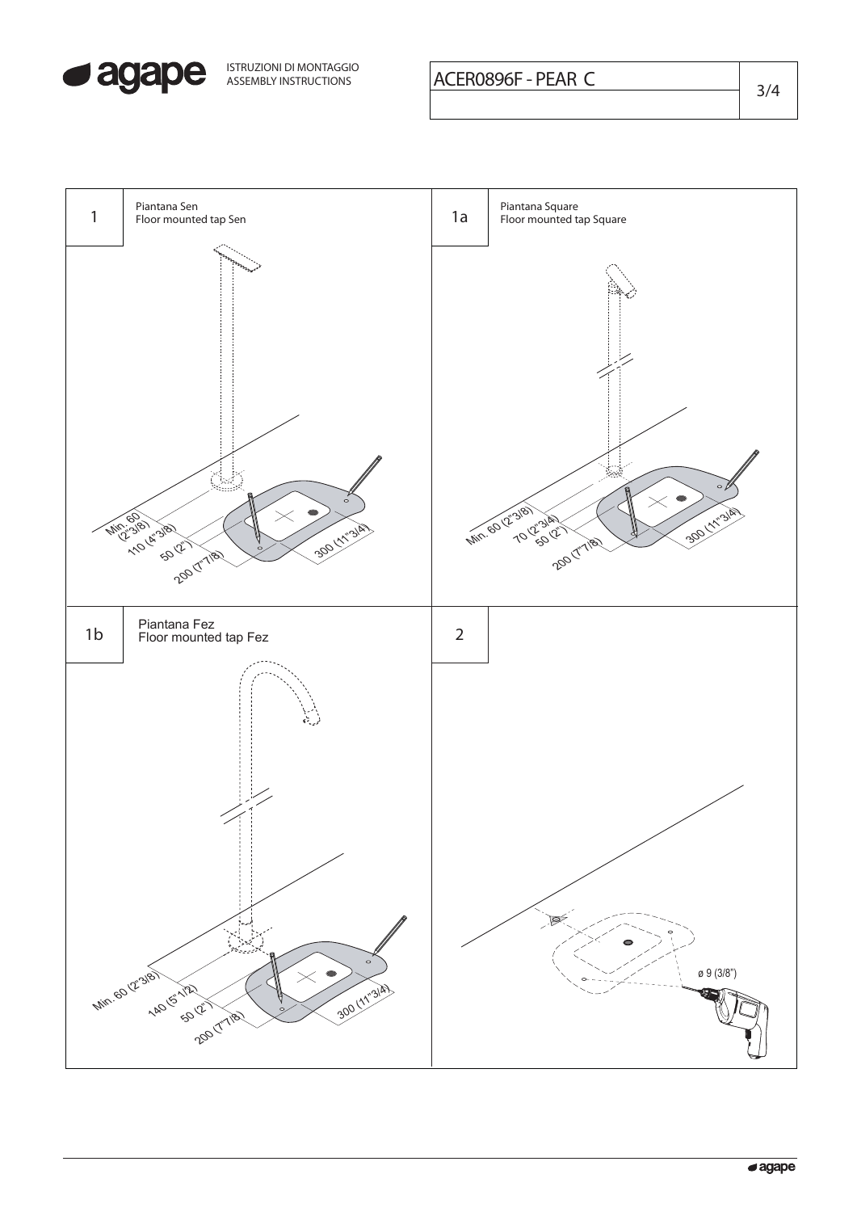ISTRUZIONI DI MONTAGGIO
ASSEMBLY INSTRUCTIONS

ACER0896F - PEAR C

## 1

Piantana Sen
Floor mounted tap Sen

Min. 60 (2"3/8)
110 (4"3/8)
50 (2")
200 (7"7/8)
300 (11"3/4)

## 1a

Piantana Square
Floor mounted tap Square

Min. 60 (2"3/8)
70 (2"3/4)
50 (2")
200 (7"7/8)
300 (11"3/4)

## 1b

Piantana Fez
Floor mounted tap Fez

Min. 60 (2"3/8)
140 (5"1/2)
50 (2")
200 (7"7/8)
300 (11"3/4)

## 2

ø 9 (3/8")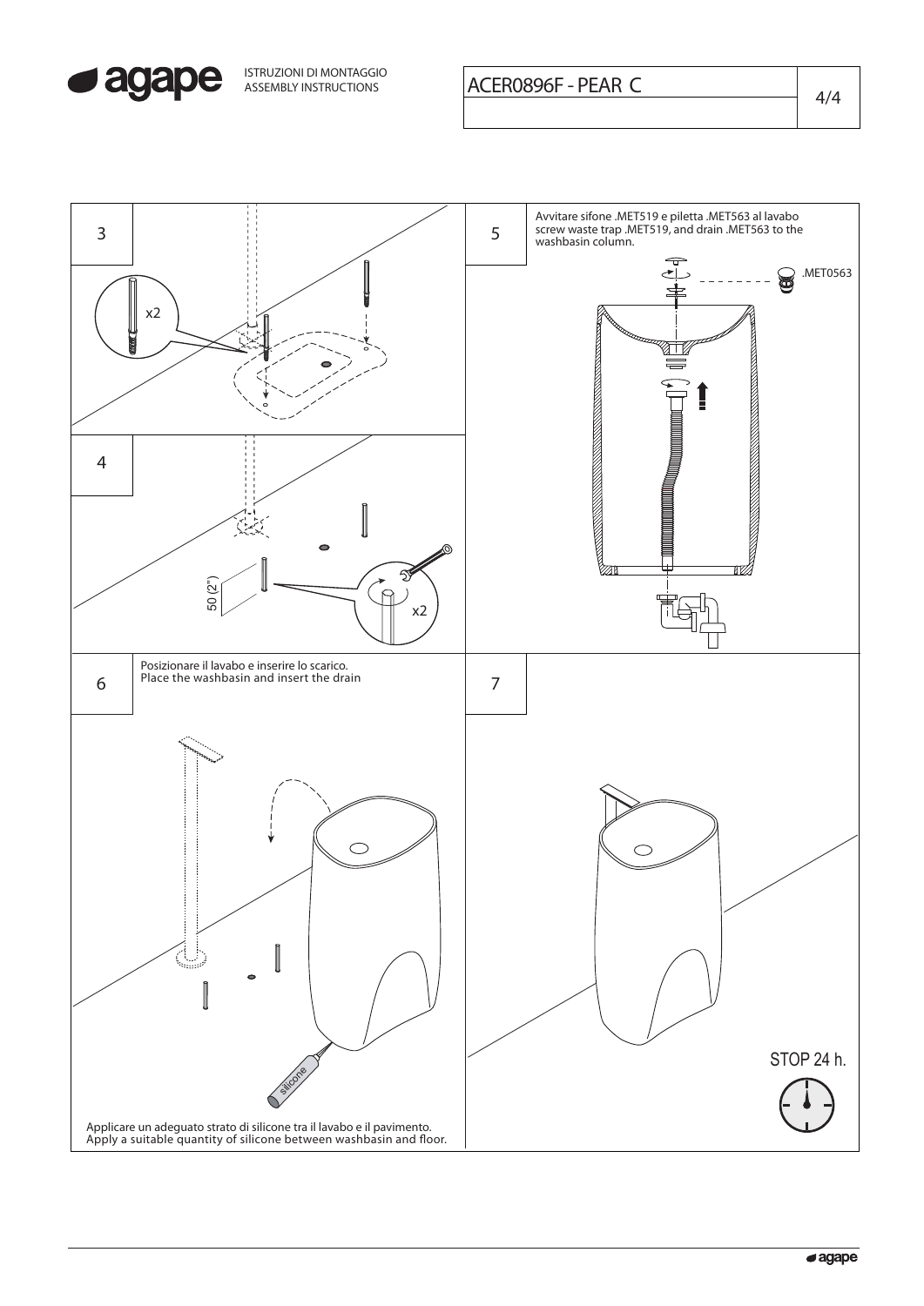# ISTRUZIONI DI MONTAGGIO
# ASSEMBLY INSTRUCTIONS

ACER0896F - PEAR C

## 3

x2

## 4

50 (2")

x2

## 5

Avvitare sifone .MET519 e piletta .MET563 al lavabo
screw waste trap .MET519, and drain .MET563 to the washbasin column.

.MET0563

## 6

Posizionare il lavabo e inserire lo scarico.
Place the washbasin and insert the drain

silicone

Applicare un adeguato strato di silicone tra il lavabo e il pavimento.
Apply a suitable quantity of silicone between washbasin and floor.

## 7

STOP 24 h.